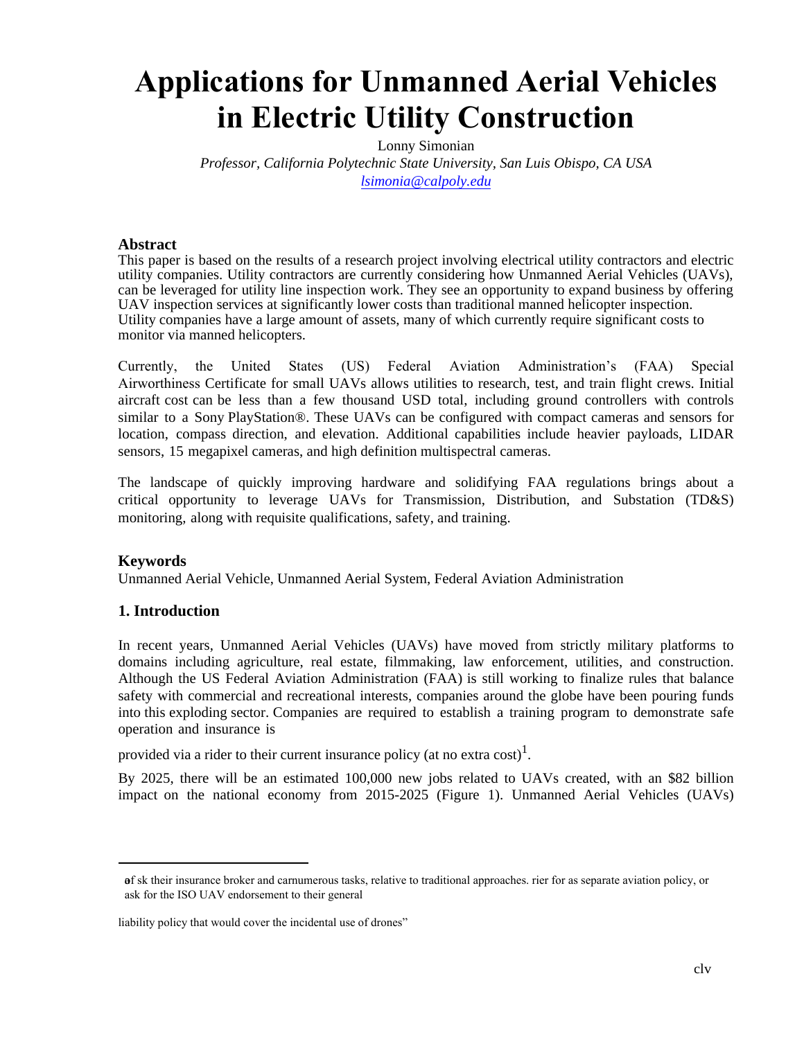# Applications for Unmanned Aerial Vehicles in Electric Utility Construction

Lonny Simonian

*Professor, California Polytechnic State University, San Luis Obispo, CA USA*

*lsimonia@calpoly.edu*

## Abstract

This paper is based on the results of a research project involving electrical utility contractors and electric utility companies. Utility contractors are currently considering how Unmanned Aerial Vehicles (UAVs), can be leveraged for utility line inspection work. They see an opportunity to expand business by offering UAV inspection services at significantly lower costs than traditional manned helicopter inspection. Utility companies have a large amount of assets, many of which currently require significant costs to monitor via manned helicopters.

Currently, the United States (US) Federal Aviation Administration's (FAA) Special Airworthiness Certificate for small UAVs allows utilities to research, test, and train flight crews. Initial aircraft cost can be less than a few thousand USD total, including ground controllers with controls similar to a Sony PlayStation®. These UAVs can be configured with compact cameras and sensors for location, compass direction, and elevation. Additional capabilities include heavier payloads, LIDAR sensors, 15 megapixel cameras, and high definition multispectral cameras.

The landscape of quickly improving hardware and solidifying FAA regulations brings about a critical opportunity to leverage UAVs for Transmission, Distribution, and Substation (TD&S) monitoring, along with requisite qualifications, safety, and training.

## Keywords

Unmanned Aerial Vehicle, Unmanned Aerial System, Federal Aviation Administration

## 1. Introduction

In recent years, Unmanned Aerial Vehicles (UAVs) have moved from strictly military platforms to domains including agriculture, real estate, filmmaking, law enforcement, utilities, and construction. Although the US Federal Aviation Administration (FAA) is still working to finalize rules that balance safety with commercial and recreational interests, companies around the globe have been pouring funds into this exploding sector. Companies are required to establish a training program to demonstrate safe operation and insurance is provided via a rider to their current insurance policy (at no extra cost)[1].

By 2025, there will be an estimated 100,000 new jobs related to UAVs created, with an $82 billion impact on the national economy from 2015-2025 (Figure 1). Unmanned Aerial Vehicles (UAVs)

---

of sk their insurance broker and carnumerous tasks, relative to traditional approaches. rier for as separate aviation policy, or ask for the ISO UAV endorsement to their general

liability policy that would cover the incidental use of drones"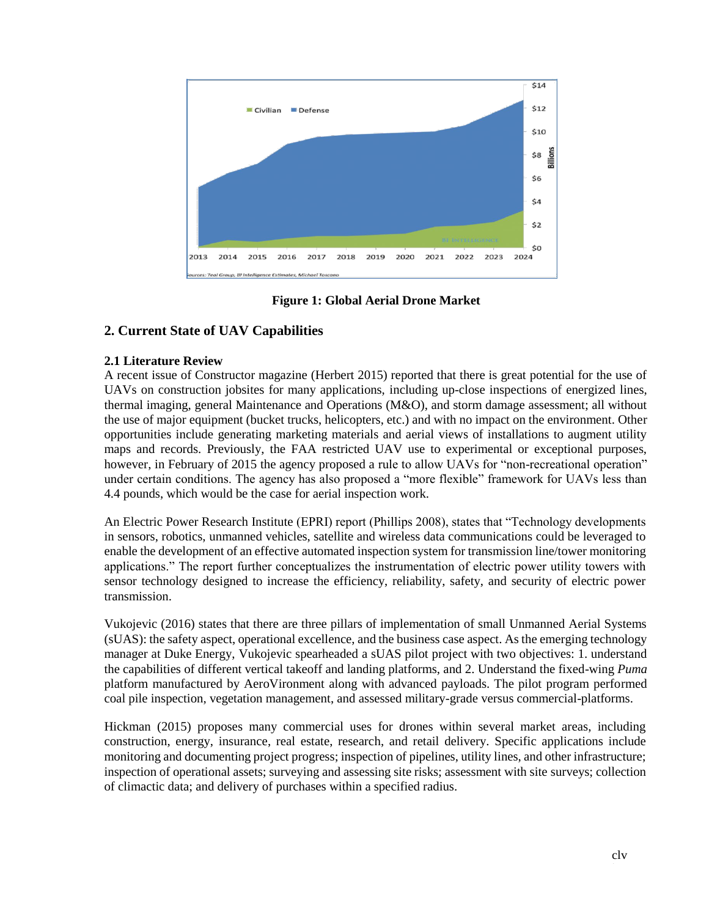Figure 1: Global Aerial Drone Market

## 2. Current State of UAV Capabilities

### 2.1 Literature Review

A recent issue of Constructor magazine (Herbert 2015) reported that there is great potential for the use of UAVs on construction jobsites for many applications, including up-close inspections of energized lines, thermal imaging, general Maintenance and Operations (M&O), and storm damage assessment; all without the use of major equipment (bucket trucks, helicopters, etc.) and with no impact on the environment. Other opportunities include generating marketing materials and aerial views of installations to augment utility maps and records. Previously, the FAA restricted UAV use to experimental or exceptional purposes, however, in February of 2015 the agency proposed a rule to allow UAVs for "non-recreational operation" under certain conditions. The agency has also proposed a "more flexible" framework for UAVs less than 4.4 pounds, which would be the case for aerial inspection work.

An Electric Power Research Institute (EPRI) report (Phillips 2008), states that "Technology developments in sensors, robotics, unmanned vehicles, satellite and wireless data communications could be leveraged to enable the development of an effective automated inspection system for transmission line/tower monitoring applications." The report further conceptualizes the instrumentation of electric power utility towers with sensor technology designed to increase the efficiency, reliability, safety, and security of electric power transmission.

Vukojevic (2016) states that there are three pillars of implementation of small Unmanned Aerial Systems (sUAS): the safety aspect, operational excellence, and the business case aspect. As the emerging technology manager at Duke Energy, Vukojevic spearheaded a sUAS pilot project with two objectives: 1. understand the capabilities of different vertical takeoff and landing platforms, and 2. Understand the fixed-wing *Puma* platform manufactured by AeroVironment along with advanced payloads. The pilot program performed coal pile inspection, vegetation management, and assessed military-grade versus commercial-platforms.

Hickman (2015) proposes many commercial uses for drones within several market areas, including construction, energy, insurance, real estate, research, and retail delivery. Specific applications include monitoring and documenting project progress; inspection of pipelines, utility lines, and other infrastructure; inspection of operational assets; surveying and assessing site risks; assessment with site surveys; collection of climactic data; and delivery of purchases within a specified radius.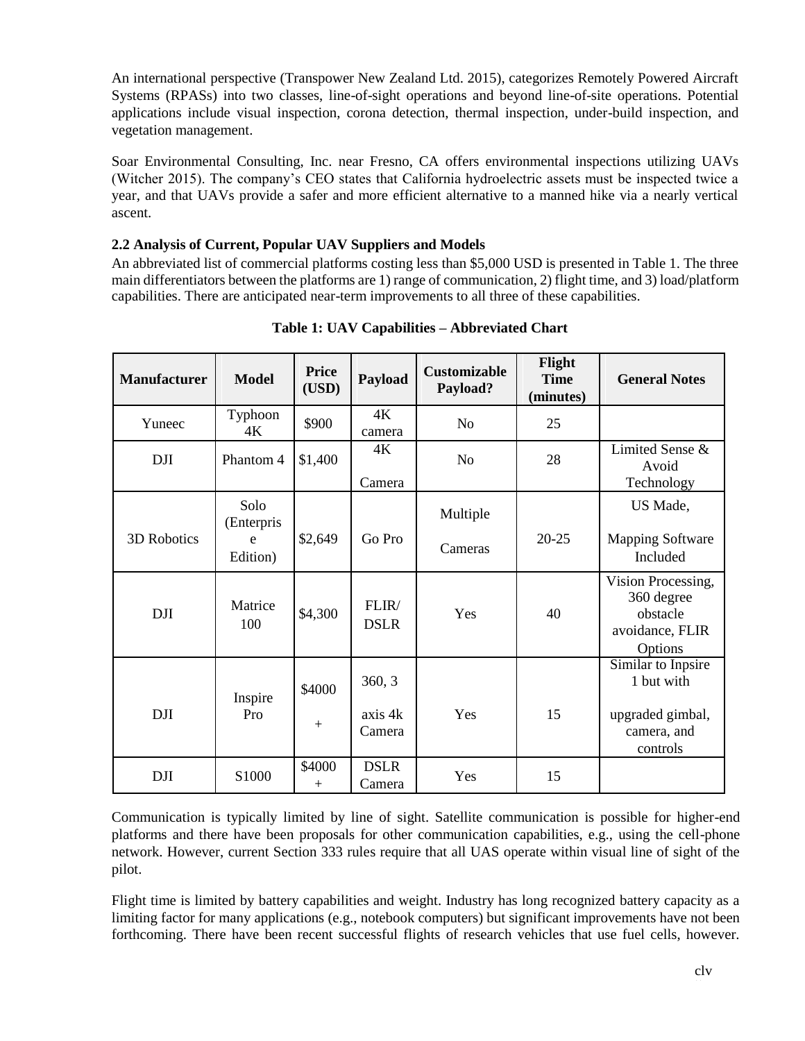An international perspective (Transpower New Zealand Ltd. 2015), categorizes Remotely Powered Aircraft Systems (RPASs) into two classes, line-of-sight operations and beyond line-of-site operations. Potential applications include visual inspection, corona detection, thermal inspection, under-build inspection, and vegetation management.

Soar Environmental Consulting, Inc. near Fresno, CA offers environmental inspections utilizing UAVs (Witcher 2015). The company's CEO states that California hydroelectric assets must be inspected twice a year, and that UAVs provide a safer and more efficient alternative to a manned hike via a nearly vertical ascent.

### 2.2 Analysis of Current, Popular UAV Suppliers and Models

An abbreviated list of commercial platforms costing less than $5,000 USD is presented in Table 1. The three main differentiators between the platforms are 1) range of communication, 2) flight time, and 3) load/platform capabilities. There are anticipated near-term improvements to all three of these capabilities.

**Table 1: UAV Capabilities – Abbreviated Chart**

| Manufacturer | Model | Price (USD) | Payload | Customizable Payload? | Flight Time (minutes) | General Notes |
|---|---|---|---|---|---|---|
| Yuneec | Typhoon 4K | $900 | 4K camera | No | 25 | |
| DJI | Phantom 4 | $1,400 | 4K Camera | No | 28 | Limited Sense & Avoid Technology |
| 3D Robotics | Solo (Enterprise Edition) | $2,649 | Go Pro | Multiple Cameras | 20-25 | US Made, Mapping Software Included |
| DJI | Matrice 100 | $4,300 | FLIR/ DSLR | Yes | 40 | Vision Processing, 360 degree obstacle avoidance, FLIR Options |
| DJI | Inspire Pro | $4000 + | 360, 3 axis 4k Camera | Yes | 15 | Similar to Inpsire 1 but with upgraded gimbal, camera, and controls |
| DJI | S1000 | $4000 + | DSLR Camera | Yes | 15 | |

Communication is typically limited by line of sight. Satellite communication is possible for higher-end platforms and there have been proposals for other communication capabilities, e.g., using the cell-phone network. However, current Section 333 rules require that all UAS operate within visual line of sight of the pilot.

Flight time is limited by battery capabilities and weight. Industry has long recognized battery capacity as a limiting factor for many applications (e.g., notebook computers) but significant improvements have not been forthcoming. There have been recent successful flights of research vehicles that use fuel cells, however.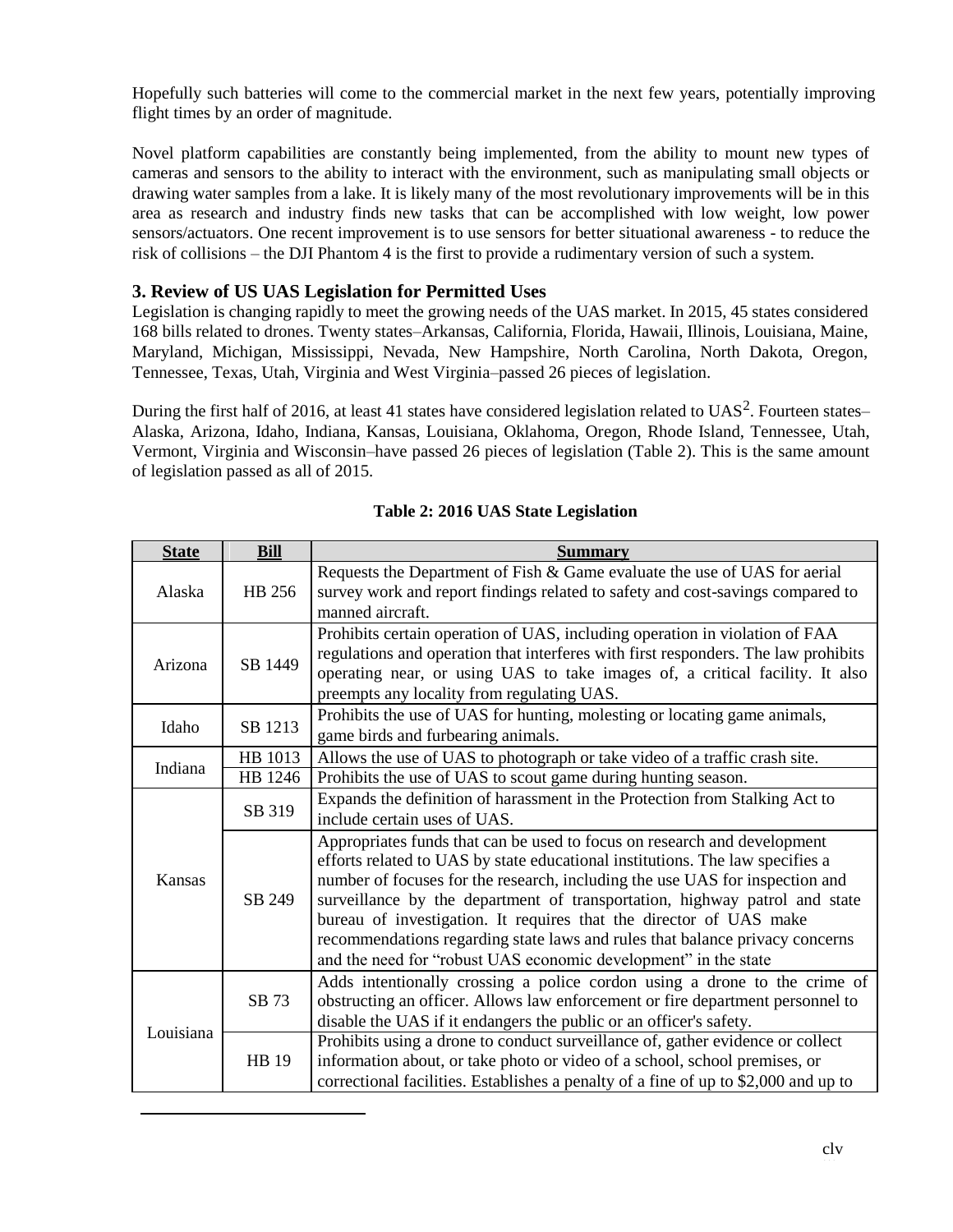Hopefully such batteries will come to the commercial market in the next few years, potentially improving flight times by an order of magnitude.

Novel platform capabilities are constantly being implemented, from the ability to mount new types of cameras and sensors to the ability to interact with the environment, such as manipulating small objects or drawing water samples from a lake. It is likely many of the most revolutionary improvements will be in this area as research and industry finds new tasks that can be accomplished with low weight, low power sensors/actuators. One recent improvement is to use sensors for better situational awareness - to reduce the risk of collisions – the DJI Phantom 4 is the first to provide a rudimentary version of such a system.

## 3. Review of US UAS Legislation for Permitted Uses

Legislation is changing rapidly to meet the growing needs of the UAS market. In 2015, 45 states considered 168 bills related to drones. Twenty states–Arkansas, California, Florida, Hawaii, Illinois, Louisiana, Maine, Maryland, Michigan, Mississippi, Nevada, New Hampshire, North Carolina, North Dakota, Oregon, Tennessee, Texas, Utah, Virginia and West Virginia–passed 26 pieces of legislation.

During the first half of 2016, at least 41 states have considered legislation related to UAS[2]. Fourteen states–Alaska, Arizona, Idaho, Indiana, Kansas, Louisiana, Oklahoma, Oregon, Rhode Island, Tennessee, Utah, Vermont, Virginia and Wisconsin–have passed 26 pieces of legislation (Table 2). This is the same amount of legislation passed as all of 2015.

**Table 2: 2016 UAS State Legislation**

| State | Bill | Summary |
|---|---|---|
| Alaska | HB 256 | Requests the Department of Fish & Game evaluate the use of UAS for aerial survey work and report findings related to safety and cost-savings compared to manned aircraft. |
| Arizona | SB 1449 | Prohibits certain operation of UAS, including operation in violation of FAA regulations and operation that interferes with first responders. The law prohibits operating near, or using UAS to take images of, a critical facility. It also preempts any locality from regulating UAS. |
| Idaho | SB 1213 | Prohibits the use of UAS for hunting, molesting or locating game animals, game birds and furbearing animals. |
| Indiana | HB 1013 | Allows the use of UAS to photograph or take video of a traffic crash site. |
| | HB 1246 | Prohibits the use of UAS to scout game during hunting season. |
| Kansas | SB 319 | Expands the definition of harassment in the Protection from Stalking Act to include certain uses of UAS. |
| | SB 249 | Appropriates funds that can be used to focus on research and development efforts related to UAS by state educational institutions. The law specifies a number of focuses for the research, including the use UAS for inspection and surveillance by the department of transportation, highway patrol and state bureau of investigation. It requires that the director of UAS make recommendations regarding state laws and rules that balance privacy concerns and the need for "robust UAS economic development" in the state |
| Louisiana | SB 73 | Adds intentionally crossing a police cordon using a drone to the crime of obstructing an officer. Allows law enforcement or fire department personnel to disable the UAS if it endangers the public or an officer's safety. |
| | HB 19 | Prohibits using a drone to conduct surveillance of, gather evidence or collect information about, or take photo or video of a school, school premises, or correctional facilities. Establishes a penalty of a fine of up to $2,000 and up to |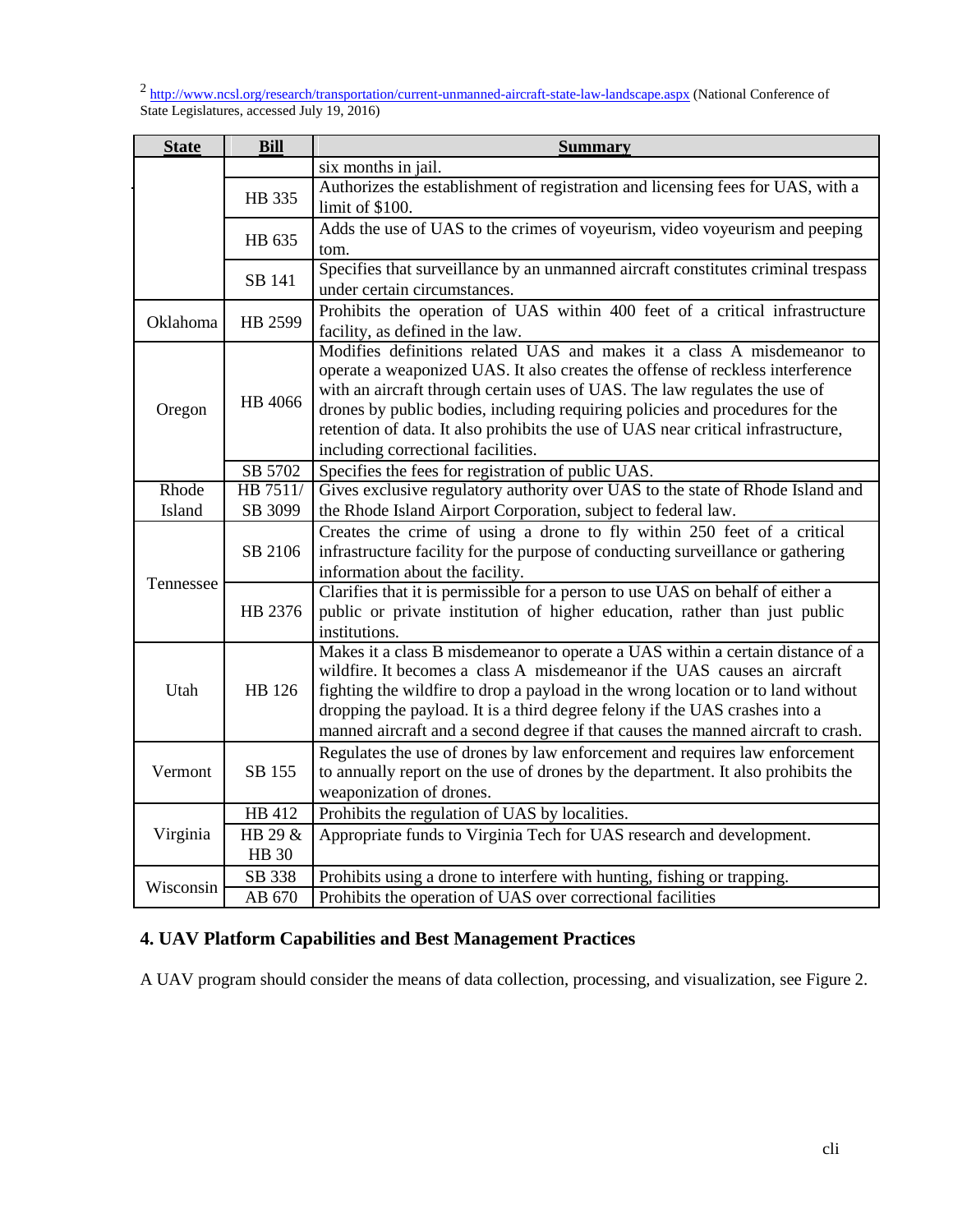[2] http://www.ncsl.org/research/transportation/current-unmanned-aircraft-state-law-landscape.aspx (National Conference of State Legislatures, accessed July 19, 2016)

| State | Bill | Summary |
|---|---|---|
| | | six months in jail. |
| | HB 335 | Authorizes the establishment of registration and licensing fees for UAS, with a limit of $100. |
| | HB 635 | Adds the use of UAS to the crimes of voyeurism, video voyeurism and peeping tom. |
| | SB 141 | Specifies that surveillance by an unmanned aircraft constitutes criminal trespass under certain circumstances. |
| Oklahoma | HB 2599 | Prohibits the operation of UAS within 400 feet of a critical infrastructure facility, as defined in the law. |
| Oregon | HB 4066 | Modifies definitions related UAS and makes it a class A misdemeanor to operate a weaponized UAS. It also creates the offense of reckless interference with an aircraft through certain uses of UAS. The law regulates the use of drones by public bodies, including requiring policies and procedures for the retention of data. It also prohibits the use of UAS near critical infrastructure, including correctional facilities. |
| | SB 5702 | Specifies the fees for registration of public UAS. |
| Rhode Island | HB 7511/ SB 3099 | Gives exclusive regulatory authority over UAS to the state of Rhode Island and the Rhode Island Airport Corporation, subject to federal law. |
| Tennessee | SB 2106 | Creates the crime of using a drone to fly within 250 feet of a critical infrastructure facility for the purpose of conducting surveillance or gathering information about the facility. |
| | HB 2376 | Clarifies that it is permissible for a person to use UAS on behalf of either a public or private institution of higher education, rather than just public institutions. |
| Utah | HB 126 | Makes it a class B misdemeanor to operate a UAS within a certain distance of a wildfire. It becomes a class A misdemeanor if the UAS causes an aircraft fighting the wildfire to drop a payload in the wrong location or to land without dropping the payload. It is a third degree felony if the UAS crashes into a manned aircraft and a second degree if that causes the manned aircraft to crash. |
| Vermont | SB 155 | Regulates the use of drones by law enforcement and requires law enforcement to annually report on the use of drones by the department. It also prohibits the weaponization of drones. |
| Virginia | HB 412 | Prohibits the regulation of UAS by localities. |
| | HB 29 & HB 30 | Appropriate funds to Virginia Tech for UAS research and development. |
| Wisconsin | SB 338 | Prohibits using a drone to interfere with hunting, fishing or trapping. |
| | AB 670 | Prohibits the operation of UAS over correctional facilities |

## 4. UAV Platform Capabilities and Best Management Practices

A UAV program should consider the means of data collection, processing, and visualization, see Figure 2.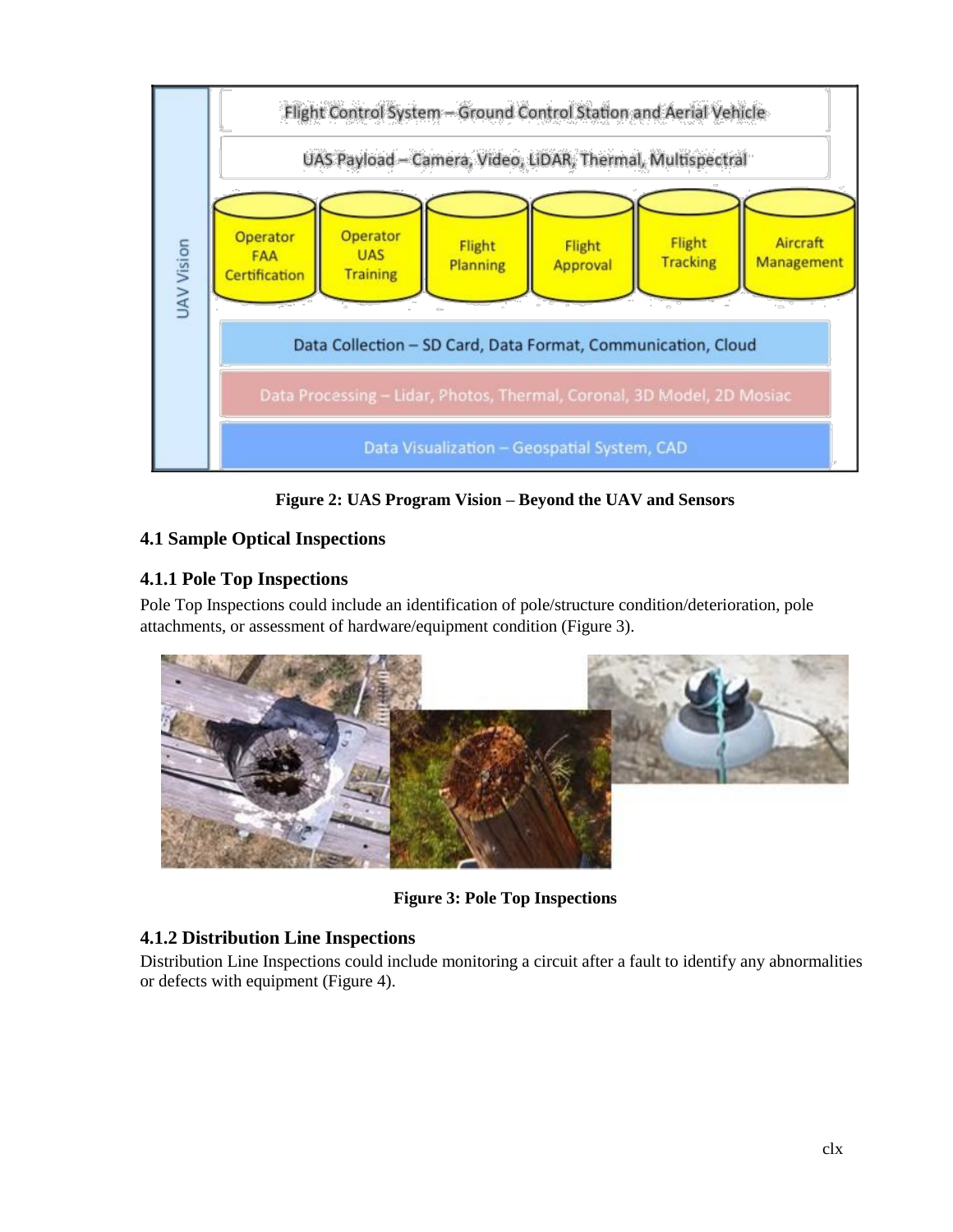Figure 2: UAS Program Vision – Beyond the UAV and Sensors

### 4.1 Sample Optical Inspections

### 4.1.1 Pole Top Inspections

Pole Top Inspections could include an identification of pole/structure condition/deterioration, pole attachments, or assessment of hardware/equipment condition (Figure 3).

Figure 3: Pole Top Inspections

### 4.1.2 Distribution Line Inspections

Distribution Line Inspections could include monitoring a circuit after a fault to identify any abnormalities or defects with equipment (Figure 4).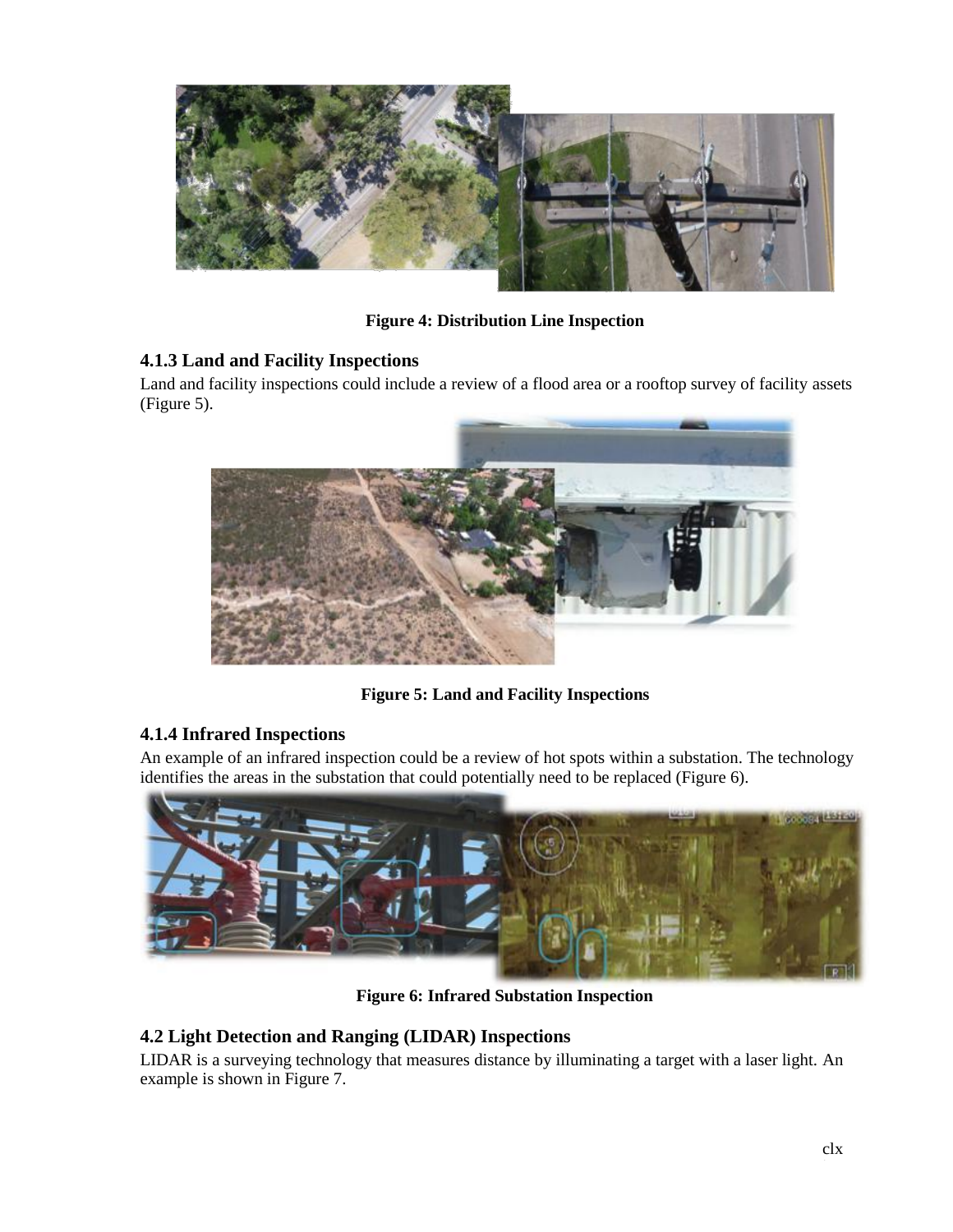**Figure 4: Distribution Line Inspection**

### 4.1.3 Land and Facility Inspections

Land and facility inspections could include a review of a flood area or a rooftop survey of facility assets (Figure 5).

**Figure 5: Land and Facility Inspections**

### 4.1.4 Infrared Inspections

An example of an infrared inspection could be a review of hot spots within a substation. The technology identifies the areas in the substation that could potentially need to be replaced (Figure 6).

**Figure 6: Infrared Substation Inspection**

## 4.2 Light Detection and Ranging (LIDAR) Inspections

LIDAR is a surveying technology that measures distance by illuminating a target with a laser light. An example is shown in Figure 7.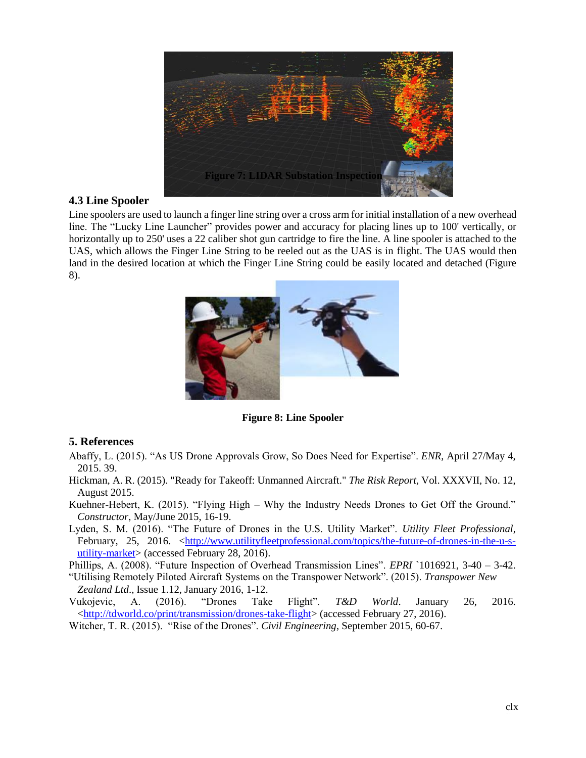Figure 7: LIDAR Substation Inspection

### 4.3 Line Spooler

Line spoolers are used to launch a finger line string over a cross arm for initial installation of a new overhead line. The "Lucky Line Launcher" provides power and accuracy for placing lines up to 100' vertically, or horizontally up to 250' uses a 22 caliber shot gun cartridge to fire the line. A line spooler is attached to the UAS, which allows the Finger Line String to be reeled out as the UAS is in flight. The UAS would then land in the desired location at which the Finger Line String could be easily located and detached (Figure 8).

**Figure 8: Line Spooler**

## 5. References

Abaffy, L. (2015). "As US Drone Approvals Grow, So Does Need for Expertise". *ENR*, April 27/May 4, 2015. 39.

Hickman, A. R. (2015). "Ready for Takeoff: Unmanned Aircraft." *The Risk Report*, Vol. XXXVII, No. 12, August 2015.

Kuehner-Hebert, K. (2015). "Flying High – Why the Industry Needs Drones to Get Off the Ground." *Constructor*, May/June 2015, 16-19.

Lyden, S. M. (2016). "The Future of Drones in the U.S. Utility Market". *Utility Fleet Professional*, February, 25, 2016. <http://www.utilityfleetprofessional.com/topics/the-future-of-drones-in-the-u-s-utility-market> (accessed February 28, 2016).

Phillips, A. (2008). "Future Inspection of Overhead Transmission Lines". *EPRI* `1016921, 3-40 – 3-42.

"Utilising Remotely Piloted Aircraft Systems on the Transpower Network". (2015). *Transpower New Zealand Ltd*., Issue 1.12, January 2016, 1-12.

Vukojevic, A. (2016). "Drones Take Flight". *T&D World*. January 26, 2016. <http://tdworld.co/print/transmission/drones-take-flight> (accessed February 27, 2016).

Witcher, T. R. (2015). "Rise of the Drones". *Civil Engineering*, September 2015, 60-67.